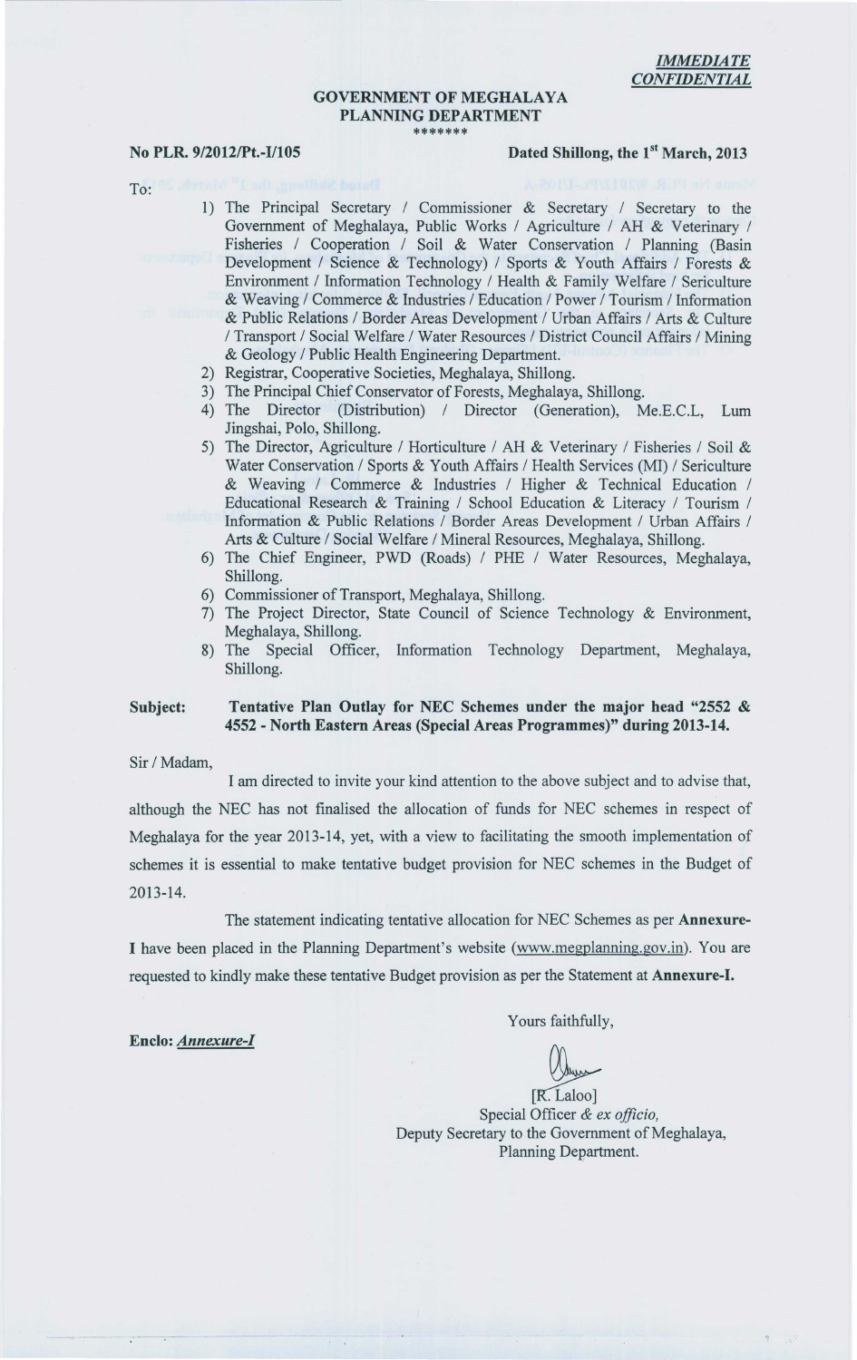*IMMEDIATE*
*CONFIDENTIAL*

**GOVERNMENT OF MEGHALAYA**
**PLANNING DEPARTMENT**
\*\*\*\*\*\*\*

**No PLR. 9/2012/Pt.-I/105** **Dated Shillong, the 1st March, 2013**

To:

1) The Principal Secretary / Commissioner & Secretary / Secretary to the Government of Meghalaya, Public Works / Agriculture / AH & Veterinary / Fisheries / Cooperation / Soil & Water Conservation / Planning (Basin Development / Science & Technology) / Sports & Youth Affairs / Forests & Environment / Information Technology / Health & Family Welfare / Sericulture & Weaving / Commerce & Industries / Education / Power / Tourism / Information & Public Relations / Border Areas Development / Urban Affairs / Arts & Culture / Transport / Social Welfare / Water Resources / District Council Affairs / Mining & Geology / Public Health Engineering Department.
2) Registrar, Cooperative Societies, Meghalaya, Shillong.
3) The Principal Chief Conservator of Forests, Meghalaya, Shillong.
4) The Director (Distribution) / Director (Generation), Me.E.C.L, Lum Jingshai, Polo, Shillong.
5) The Director, Agriculture / Horticulture / AH & Veterinary / Fisheries / Soil & Water Conservation / Sports & Youth Affairs / Health Services (MI) / Sericulture & Weaving / Commerce & Industries / Higher & Technical Education / Educational Research & Training / School Education & Literacy / Tourism / Information & Public Relations / Border Areas Development / Urban Affairs / Arts & Culture / Social Welfare / Mineral Resources, Meghalaya, Shillong.
6) The Chief Engineer, PWD (Roads) / PHE / Water Resources, Meghalaya, Shillong.
6) Commissioner of Transport, Meghalaya, Shillong.
7) The Project Director, State Council of Science Technology & Environment, Meghalaya, Shillong.
8) The Special Officer, Information Technology Department, Meghalaya, Shillong.

**Subject: Tentative Plan Outlay for NEC Schemes under the major head "2552 & 4552 - North Eastern Areas (Special Areas Programmes)" during 2013-14.**

Sir / Madam,

I am directed to invite your kind attention to the above subject and to advise that, although the NEC has not finalised the allocation of funds for NEC schemes in respect of Meghalaya for the year 2013-14, yet, with a view to facilitating the smooth implementation of schemes it is essential to make tentative budget provision for NEC schemes in the Budget of 2013-14.

The statement indicating tentative allocation for NEC Schemes as per **Annexure-I** have been placed in the Planning Department's website (www.megplanning.gov.in). You are requested to kindly make these tentative Budget provision as per the Statement at **Annexure-I.**

**Enclo:** ***Annexure-I***

Yours faithfully,

[R. Laloo]
Special Officer *& ex officio,*
Deputy Secretary to the Government of Meghalaya,
Planning Department.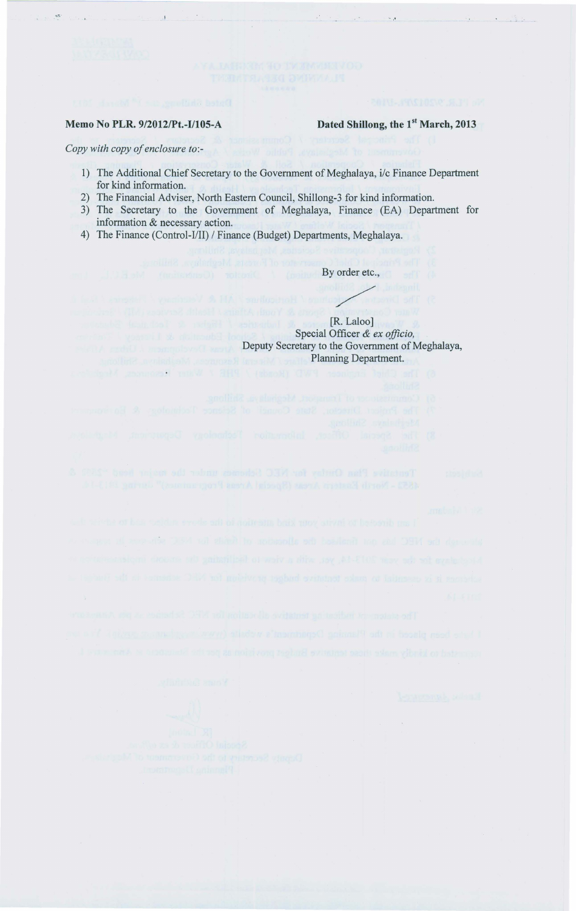**Memo No PLR. 9/2012/Pt.-I/105-A** **Dated Shillong, the 1st March, 2013**

*Copy with copy of enclosure to:-*

1) The Additional Chief Secretary to the Government of Meghalaya, i/c Finance Department for kind information.
2) The Financial Adviser, North Eastern Council, Shillong-3 for kind information.
3) The Secretary to the Government of Meghalaya, Finance (EA) Department for information & necessary action.
4) The Finance (Control-I/II) / Finance (Budget) Departments, Meghalaya.

By order etc.,

[R. Laloo]
Special Officer *& ex officio,*
Deputy Secretary to the Government of Meghalaya,
Planning Department.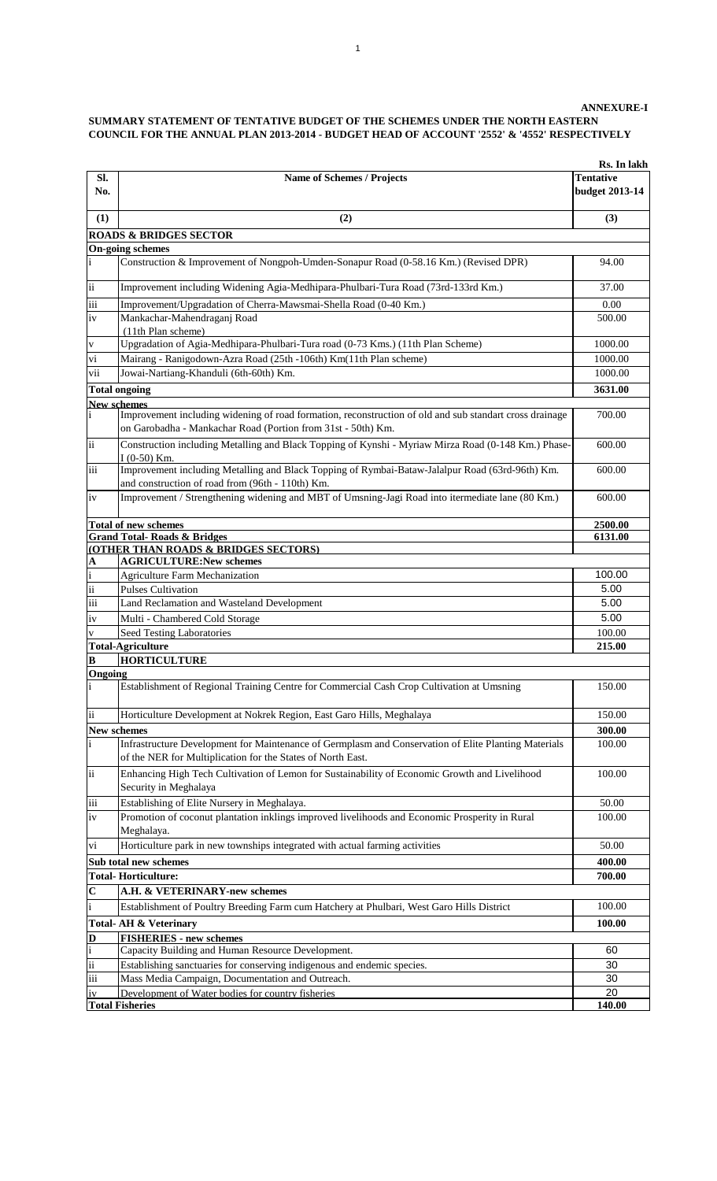**ANNEXURE-I**

**SUMMARY STATEMENT OF TENTATIVE BUDGET OF THE SCHEMES UNDER THE NORTH EASTERN COUNCIL FOR THE ANNUAL PLAN 2013-2014 - BUDGET HEAD OF ACCOUNT '2552' & '4552' RESPECTIVELY**

**Rs. In lakh**

| Sl. No. | Name of Schemes / Projects | Tentative budget 2013-14 |
|---|---|---|
| (1) | (2) | (3) |
| | **ROADS & BRIDGES SECTOR** | |
| | **On-going schemes** | |
| i | Construction & Improvement of Nongpoh-Umden-Sonapur Road (0-58.16 Km.) (Revised DPR) | 94.00 |
| ii | Improvement including Widening Agia-Medhipara-Phulbari-Tura Road (73rd-133rd Km.) | 37.00 |
| iii | Improvement/Upgradation of Cherra-Mawsmai-Shella Road (0-40 Km.) | 0.00 |
| iv | Mankachar-Mahendraganj Road (11th Plan scheme) | 500.00 |
| v | Upgradation of Agia-Medhipara-Phulbari-Tura road (0-73 Kms.) (11th Plan Scheme) | 1000.00 |
| vi | Mairang - Ranigodown-Azra Road (25th -106th) Km(11th Plan scheme) | 1000.00 |
| vii | Jowai-Nartiang-Khanduli (6th-60th) Km. | 1000.00 |
| | **Total ongoing** | **3631.00** |
| | **New schemes** | |
| i | Improvement including widening of road formation, reconstruction of old and sub standart cross drainage on Garobadha - Mankachar Road (Portion from 31st - 50th) Km. | 700.00 |
| ii | Construction including Metalling and Black Topping of Kynshi - Myriaw Mirza Road (0-148 Km.) Phase-I (0-50) Km. | 600.00 |
| iii | Improvement including Metalling and Black Topping of Rymbai-Bataw-Jalalpur Road (63rd-96th) Km. and construction of road from (96th - 110th) Km. | 600.00 |
| iv | Improvement / Strengthening widening and MBT of Umsning-Jagi Road into itermediate lane (80 Km.) | 600.00 |
| | **Total of new schemes** | **2500.00** |
| | **Grand Total- Roads & Bridges** | **6131.00** |
| | **(OTHER THAN ROADS & BRIDGES SECTORS)** | |
| **A** | **AGRICULTURE:New schemes** | |
| i | Agriculture Farm Mechanization | 100.00 |
| ii | Pulses Cultivation | 5.00 |
| iii | Land Reclamation and Wasteland Development | 5.00 |
| iv | Multi - Chambered Cold Storage | 5.00 |
| v | Seed Testing Laboratories | 100.00 |
| | **Total-Agriculture** | **215.00** |
| **B** | **HORTICULTURE** | |
| **Ongoing** | | |
| i | Establishment of Regional Training Centre for Commercial Cash Crop Cultivation at Umsning | 150.00 |
| ii | Horticulture Development at Nokrek Region, East Garo Hills, Meghalaya | 150.00 |
| | **New schemes** | **300.00** |
| i | Infrastructure Development for Maintenance of Germplasm and Conservation of Elite Planting Materials of the NER for Multiplication for the States of North East. | 100.00 |
| ii | Enhancing High Tech Cultivation of Lemon for Sustainability of Economic Growth and Livelihood Security in Meghalaya | 100.00 |
| iii | Establishing of Elite Nursery in Meghalaya. | 50.00 |
| iv | Promotion of coconut plantation inklings improved livelihoods and Economic Prosperity in Rural Meghalaya. | 100.00 |
| vi | Horticulture park in new townships integrated with actual farming activities | 50.00 |
| | **Sub total new schemes** | **400.00** |
| | **Total- Horticulture:** | **700.00** |
| **C** | **A.H. & VETERINARY-new schemes** | |
| i | Establishment of Poultry Breeding Farm cum Hatchery at Phulbari, West Garo Hills District | 100.00 |
| | **Total- AH & Veterinary** | **100.00** |
| **D** | **FISHERIES - new schemes** | |
| i | Capacity Building and Human Resource Development. | 60 |
| ii | Establishing sanctuaries for conserving indigenous and endemic species. | 30 |
| iii | Mass Media Campaign, Documentation and Outreach. | 30 |
| iv | Development of Water bodies for country fisheries | 20 |
| | **Total Fisheries** | **140.00** |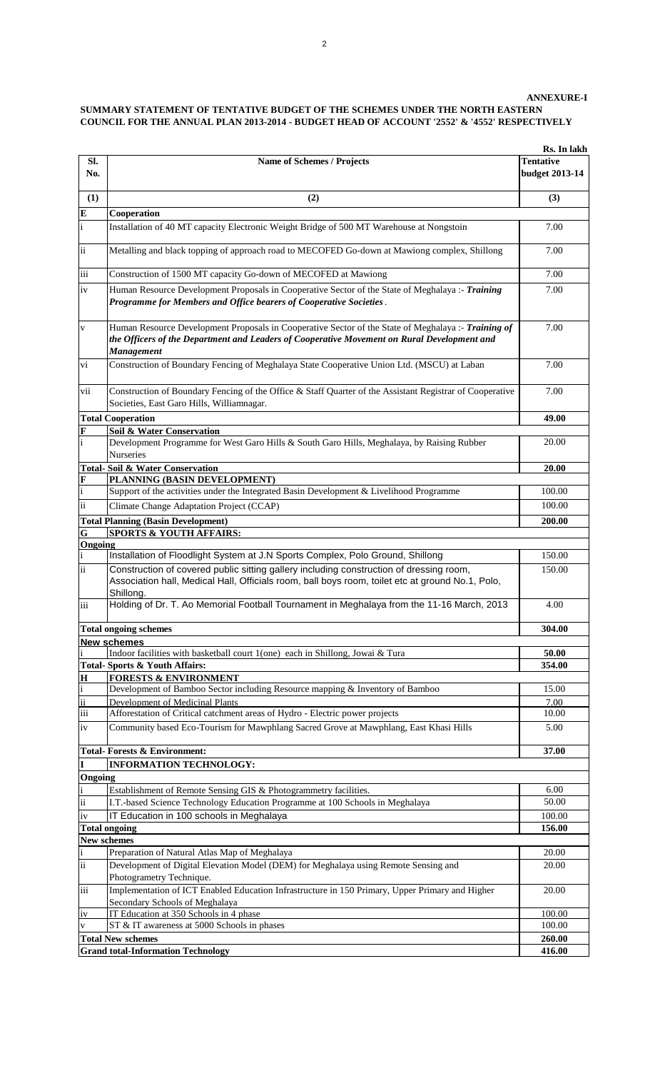**ANNEXURE-I**

**SUMMARY STATEMENT OF TENTATIVE BUDGET OF THE SCHEMES UNDER THE NORTH EASTERN COUNCIL FOR THE ANNUAL PLAN 2013-2014 - BUDGET HEAD OF ACCOUNT '2552' & '4552' RESPECTIVELY**

**Rs. In lakh**

| Sl. No. | Name of Schemes / Projects | Tentative budget 2013-14 |
|---|---|---|
| **(1)** | **(2)** | **(3)** |
| **E** | **Cooperation** | |
| i | Installation of 40 MT capacity Electronic Weight Bridge of 500 MT Warehouse at Nongstoin | 7.00 |
| ii | Metalling and black topping of approach road to MECOFED Go-down at Mawiong complex, Shillong | 7.00 |
| iii | Construction of 1500 MT capacity Go-down of MECOFED at Mawiong | 7.00 |
| iv | Human Resource Development Proposals in Cooperative Sector of the State of Meghalaya :- ***Training Programme for Members and Office bearers of Cooperative Societies*** . | 7.00 |
| v | Human Resource Development Proposals in Cooperative Sector of the State of Meghalaya :- ***Training of the Officers of the Department and Leaders of Cooperative Movement on Rural Development and Management*** | 7.00 |
| vi | Construction of Boundary Fencing of Meghalaya State Cooperative Union Ltd. (MSCU) at Laban | 7.00 |
| vii | Construction of Boundary Fencing of the Office & Staff Quarter of the Assistant Registrar of Cooperative Societies, East Garo Hills, Williamnagar. | 7.00 |
| | **Total Cooperation** | **49.00** |
| **F** | **Soil & Water Conservation** | |
| i | Development Programme for West Garo Hills & South Garo Hills, Meghalaya, by Raising Rubber Nurseries | 20.00 |
| | **Total- Soil & Water Conservation** | **20.00** |
| **F** | **PLANNING (BASIN DEVELOPMENT)** | |
| i | Support of the activities under the Integrated Basin Development & Livelihood Programme | 100.00 |
| ii | Climate Change Adaptation Project (CCAP) | 100.00 |
| | **Total Planning (Basin Development)** | **200.00** |
| **G** | **SPORTS & YOUTH AFFAIRS:** | |
| **Ongoing** | | |
| i | Installation of Floodlight System at J.N Sports Complex, Polo Ground, Shillong | 150.00 |
| ii | Construction of covered public sitting gallery including construction of dressing room, Association hall, Medical Hall, Officials room, ball boys room, toilet etc at ground No.1, Polo, Shillong. | 150.00 |
| iii | Holding of Dr. T. Ao Memorial Football Tournament in Meghalaya from the 11-16 March, 2013 | 4.00 |
| | **Total ongoing schemes** | **304.00** |
| | **New schemes** | |
| i | Indoor facilities with basketball court 1(one) each in Shillong, Jowai & Tura | **50.00** |
| | **Total- Sports & Youth Affairs:** | **354.00** |
| **H** | **FORESTS & ENVIRONMENT** | |
| i | Development of Bamboo Sector including Resource mapping & Inventory of Bamboo | 15.00 |
| ii | Development of Medicinal Plants | 7.00 |
| iii | Afforestation of Critical catchment areas of Hydro - Electric power projects | 10.00 |
| iv | Community based Eco-Tourism for Mawphlang Sacred Grove at Mawphlang, East Khasi Hills | 5.00 |
| | **Total- Forests & Environment:** | **37.00** |
| **I** | **INFORMATION TECHNOLOGY:** | |
| **Ongoing** | | |
| i | Establishment of Remote Sensing GIS & Photogrammetry facilities. | 6.00 |
| ii | I.T.-based Science Technology Education Programme at 100 Schools in Meghalaya | 50.00 |
| iv | IT Education in 100 schools in Meghalaya | 100.00 |
| | **Total ongoing** | **156.00** |
| | **New schemes** | |
| i | Preparation of Natural Atlas Map of Meghalaya | 20.00 |
| ii | Development of Digital Elevation Model (DEM) for Meghalaya using Remote Sensing and Photogrametry Technique. | 20.00 |
| iii | Implementation of ICT Enabled Education Infrastructure in 150 Primary, Upper Primary and Higher Secondary Schools of Meghalaya | 20.00 |
| iv | IT Education at 350 Schools in 4 phase | 100.00 |
| v | ST & IT awareness at 5000 Schools in phases | 100.00 |
| | **Total New schemes** | **260.00** |
| | **Grand total-Information Technology** | **416.00** |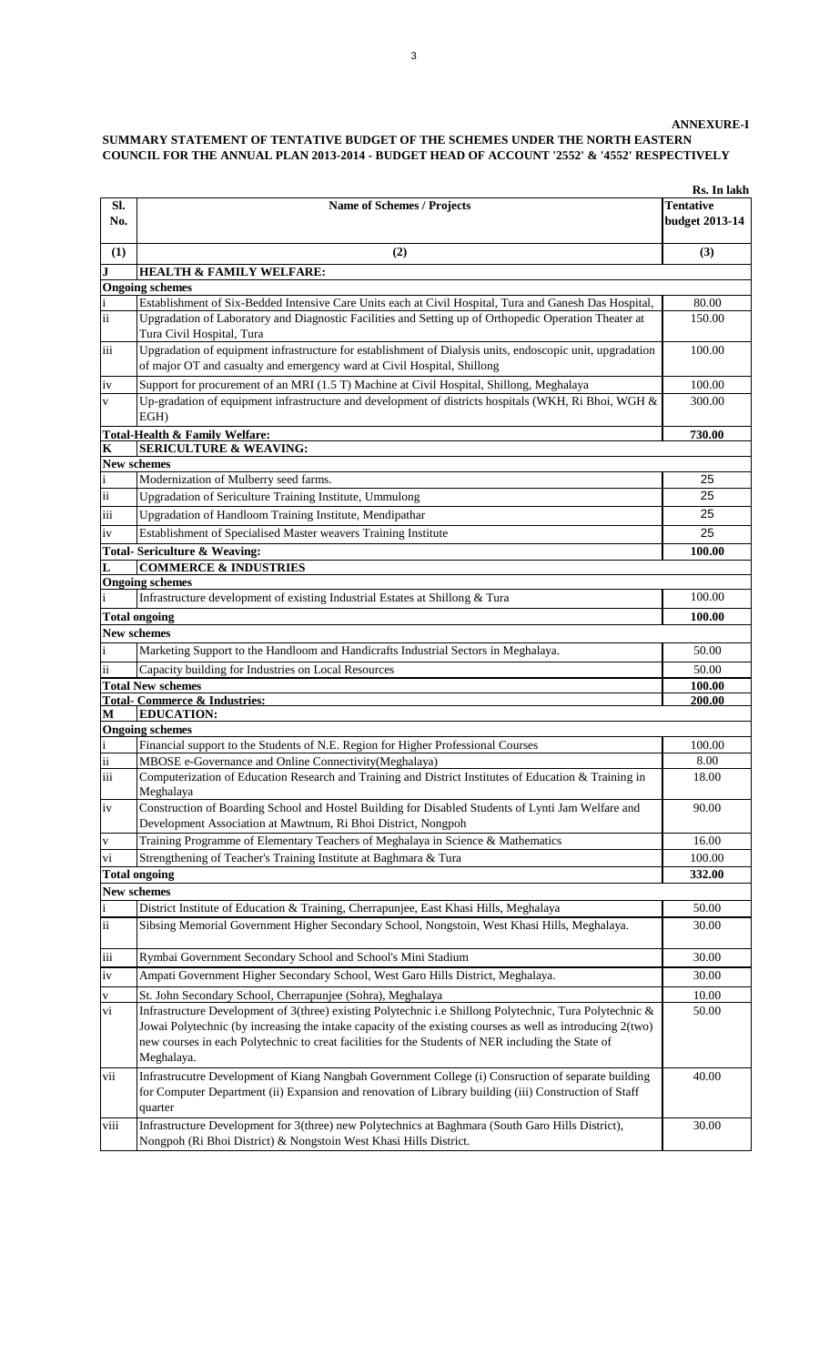**ANNEXURE-I**

**SUMMARY STATEMENT OF TENTATIVE BUDGET OF THE SCHEMES UNDER THE NORTH EASTERN COUNCIL FOR THE ANNUAL PLAN 2013-2014 - BUDGET HEAD OF ACCOUNT '2552' & '4552' RESPECTIVELY**

**Rs. In lakh**

| Sl. No. | Name of Schemes / Projects | Tentative budget 2013-14 |
|---|---|---|
| **(1)** | **(2)** | **(3)** |
| **J** | **HEALTH & FAMILY WELFARE:** | |
| **Ongoing schemes** | | |
| i | Establishment of Six-Bedded Intensive Care Units each at Civil Hospital, Tura and Ganesh Das Hospital, | 80.00 |
| ii | Upgradation of Laboratory and Diagnostic Facilities and Setting up of Orthopedic Operation Theater at Tura Civil Hospital, Tura | 150.00 |
| iii | Upgradation of equipment infrastructure for establishment of Dialysis units, endoscopic unit, upgradation of major OT and casualty and emergency ward at Civil Hospital, Shillong | 100.00 |
| iv | Support for procurement of an MRI (1.5 T) Machine at Civil Hospital, Shillong, Meghalaya | 100.00 |
| v | Up-gradation of equipment infrastructure and development of districts hospitals (WKH, Ri Bhoi, WGH & EGH) | 300.00 |
| **Total-Health & Family Welfare:** | | **730.00** |
| **K** | **SERICULTURE & WEAVING:** | |
| **New schemes** | | |
| i | Modernization of Mulberry seed farms. | 25 |
| ii | Upgradation of Sericulture Training Institute, Ummulong | 25 |
| iii | Upgradation of Handloom Training Institute, Mendipathar | 25 |
| iv | Establishment of Specialised Master weavers Training Institute | 25 |
| **Total- Sericulture & Weaving:** | | **100.00** |
| **L** | **COMMERCE & INDUSTRIES** | |
| **Ongoing schemes** | | |
| i | Infrastructure development of existing Industrial Estates at Shillong & Tura | 100.00 |
| **Total ongoing** | | **100.00** |
| **New schemes** | | |
| i | Marketing Support to the Handloom and Handicrafts Industrial Sectors in Meghalaya. | 50.00 |
| ii | Capacity building for Industries on Local Resources | 50.00 |
| **Total New schemes** | | **100.00** |
| **Total- Commerce & Industries:** | | **200.00** |
| **M** | **EDUCATION:** | |
| **Ongoing schemes** | | |
| i | Financial support to the Students of N.E. Region for Higher Professional Courses | 100.00 |
| ii | MBOSE e-Governance and Online Connectivity(Meghalaya) | 8.00 |
| iii | Computerization of Education Research and Training and District Institutes of Education & Training in Meghalaya | 18.00 |
| iv | Construction of Boarding School and Hostel Building for Disabled Students of Lynti Jam Welfare and Development Association at Mawtnum, Ri Bhoi District, Nongpoh | 90.00 |
| v | Training Programme of Elementary Teachers of Meghalaya in Science & Mathematics | 16.00 |
| vi | Strengthening of Teacher's Training Institute at Baghmara & Tura | 100.00 |
| **Total ongoing** | | **332.00** |
| **New schemes** | | |
| i | District Institute of Education & Training, Cherrapunjee, East Khasi Hills, Meghalaya | 50.00 |
| ii | Sibsing Memorial Government Higher Secondary School, Nongstoin, West Khasi Hills, Meghalaya. | 30.00 |
| iii | Rymbai Government Secondary School and School's Mini Stadium | 30.00 |
| iv | Ampati Government Higher Secondary School, West Garo Hills District, Meghalaya. | 30.00 |
| v | St. John Secondary School, Cherrapunjee (Sohra), Meghalaya | 10.00 |
| vi | Infrastructure Development of 3(three) existing Polytechnic i.e Shillong Polytechnic, Tura Polytechnic & Jowai Polytechnic (by increasing the intake capacity of the existing courses as well as introducing 2(two) new courses in each Polytechnic to creat facilities for the Students of NER including the State of Meghalaya. | 50.00 |
| vii | Infrastrucutre Development of Kiang Nangbah Government College (i) Consruction of separate building for Computer Department (ii) Expansion and renovation of Library building (iii) Construction of Staff quarter | 40.00 |
| viii | Infrastructure Development for 3(three) new Polytechnics at Baghmara (South Garo Hills District), Nongpoh (Ri Bhoi District) & Nongstoin West Khasi Hills District. | 30.00 |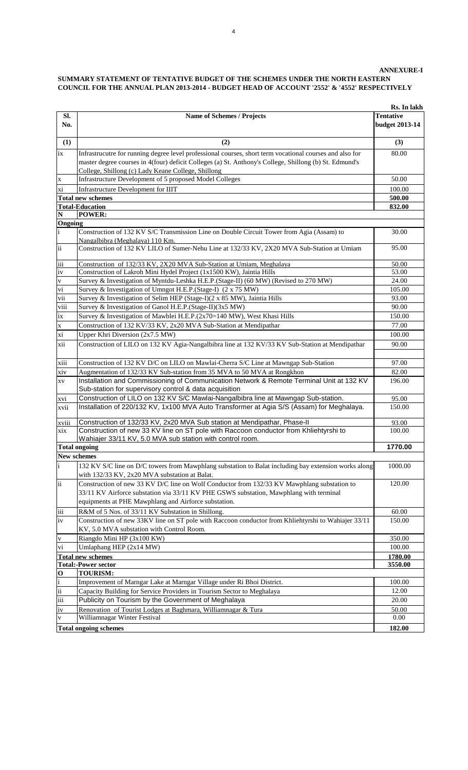**ANNEXURE-I**

**SUMMARY STATEMENT OF TENTATIVE BUDGET OF THE SCHEMES UNDER THE NORTH EASTERN COUNCIL FOR THE ANNUAL PLAN 2013-2014 - BUDGET HEAD OF ACCOUNT '2552' & '4552' RESPECTIVELY**

**Rs. In lakh**

| Sl. No. | Name of Schemes / Projects | Tentative budget 2013-14 |
|---|---|---|
| **(1)** | **(2)** | **(3)** |
| ix | Infrastrucutre for running degree level professional courses, short term vocational courses and also for master degree courses in 4(four) deficit Colleges (a) St. Anthony's College, Shillong (b) St. Edmund's College, Shillong (c) Lady Keane College, Shillong | 80.00 |
| x | Infrastructure Development of 5 proposed Model Colleges | 50.00 |
| xi | Infrastructure Development for IIIT | 100.00 |
| | **Total new schemes** | **500.00** |
| | **Total-Education** | **832.00** |
| **N** | **POWER:** | |
| **Ongoing** | | |
| i | Construction of 132 KV S/C Transmission Line on Double Circuit Tower from Agia (Assam) to Nangalbibra (Meghalaya) 110 Km. | 30.00 |
| ii | Construction of 132 KV LILO of Sumer-Nehu Line at 132/33 KV, 2X20 MVA Sub-Station at Umiam | 95.00 |
| iii | Construction of 132/33 KV, 2X20 MVA Sub-Station at Umiam, Meghalaya | 50.00 |
| iv | Construction of Lakroh Mini Hydel Project (1x1500 KW), Jaintia Hills | 53.00 |
| v | Survey & Investigation of Myntdu-Leshka H.E.P.(Stage-II) (60 MW) (Revised to 270 MW) | 24.00 |
| vi | Survey & Investigation of Umngot H.E.P.(Stage-I) (2 x 75 MW) | 105.00 |
| vii | Survey & Investigation of Selim HEP (Stage-I)(2 x 85 MW), Jaintia Hills | 93.00 |
| viii | Survey & Investigation of Ganol H.E.P.(Stage-II)(3x5 MW) | 90.00 |
| ix | Survey & Investigation of Mawblei H.E.P.(2x70=140 MW), West Khasi Hills | 150.00 |
| x | Construction of 132 KV/33 KV, 2x20 MVA Sub-Station at Mendipathar | 77.00 |
| xi | Upper Khri Diversion (2x7.5 MW) | 100.00 |
| xii | Construction of LILO on 132 KV Agia-Nangalbibra line at 132 KV/33 KV Sub-Station at Mendipathar | 90.00 |
| xiii | Construction of 132 KV D/C on LILO on Mawlai-Cherra S/C Line at Mawngap Sub-Station | 97.00 |
| xiv | Augmentation of 132/33 KV Sub-station from 35 MVA to 50 MVA at Rongkhon | 82.00 |
| xv | Installation and Commissioning of Communication Network & Remote Terminal Unit at 132 KV Sub-station for supervisory control & data acquisition | 196.00 |
| xvi | Construction of LILO on 132 KV S/C Mawlai-Nangalbibra line at Mawngap Sub-station. | 95.00 |
| xvii | Installation of 220/132 KV, 1x100 MVA Auto Transformer at Agia S/S (Assam) for Meghalaya. | 150.00 |
| xviii | Construction of 132/33 KV, 2x20 MVA Sub station at Mendipathar, Phase-II | 93.00 |
| xix | Construction of new 33 KV line on ST pole with Raccoon conductor from Khliehtyrshi to Wahiajer 33/11 KV, 5.0 MVA sub station with control room. | 100.00 |
| | **Total ongoing** | **1770.00** |
| **New schemes** | | |
| i | 132 KV S/C line on D/C towers from Mawphlang substation to Balat including bay extension works along with 132/33 KV, 2x20 MVA substation at Balat. | 1000.00 |
| ii | Construction of new 33 KV D/C line on Wolf Conductor from 132/33 KV Mawphlang substation to 33/11 KV Airforce substation via 33/11 KV PHE GSWS substation, Mawphlang with terminal equipments at PHE Mawphlang and Airforce substation. | 120.00 |
| iii | R&M of 5 Nos. of 33/11 KV Substation in Shillong. | 60.00 |
| iv | Construction of new 33KV line on ST pole with Raccoon conductor from Khliehtyrshi to Wahiajer 33/11 KV, 5.0 MVA substation with Control Room. | 150.00 |
| v | Riangdo Mini HP (3x100 KW) | 350.00 |
| vi | Umlaphang HEP (2x14 MW) | 100.00 |
| | **Total new schemes** | **1780.00** |
| | **Total:-Power sector** | **3550.00** |
| **O** | **TOURISM:** | |
| i | Improvement of Marngar Lake at Marngar Village under Ri Bhoi District. | 100.00 |
| ii | Capacity Building for Service Providers in Tourism Sector to Meghalaya | 12.00 |
| iii | Publicity on Tourism by the Government of Meghalaya | 20.00 |
| iv | Renovation of Tourist Lodges at Baghmara, Williamnagar & Tura | 50.00 |
| v | Williamnagar Winter Festival | 0.00 |
| | **Total ongoing schemes** | **182.00** |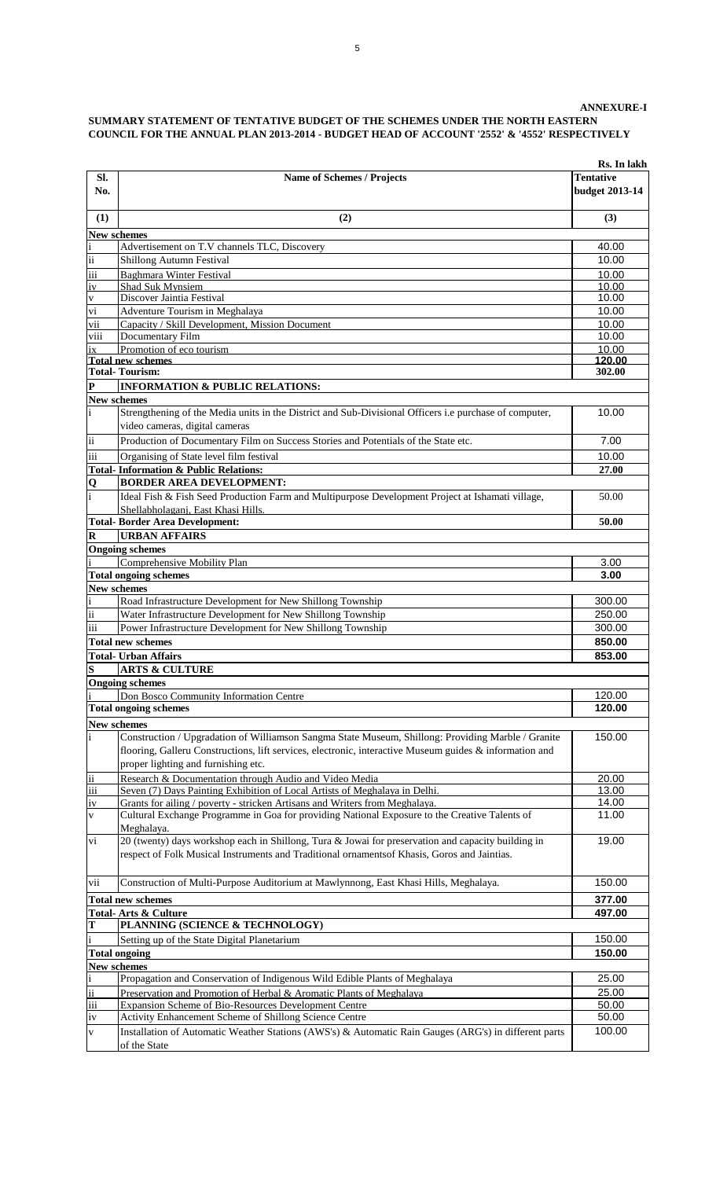**ANNEXURE-I**

**SUMMARY STATEMENT OF TENTATIVE BUDGET OF THE SCHEMES UNDER THE NORTH EASTERN COUNCIL FOR THE ANNUAL PLAN 2013-2014 - BUDGET HEAD OF ACCOUNT '2552' & '4552' RESPECTIVELY**

**Rs. In lakh**

| Sl. No. | Name of Schemes / Projects | Tentative budget 2013-14 |
|---|---|---|
| (1) | (2) | (3) |
| **New schemes** | | |
| i | Advertisement on T.V channels TLC, Discovery | 40.00 |
| ii | Shillong Autumn Festival | 10.00 |
| iii | Baghmara Winter Festival | 10.00 |
| iv | Shad Suk Mynsiem | 10.00 |
| v | Discover Jaintia Festival | 10.00 |
| vi | Adventure Tourism in Meghalaya | 10.00 |
| vii | Capacity / Skill Development, Mission Document | 10.00 |
| viii | Documentary Film | 10.00 |
| ix | Promotion of eco tourism | 10.00 |
| | **Total new schemes** | **120.00** |
| | **Total- Tourism:** | **302.00** |
| **P** | **INFORMATION & PUBLIC RELATIONS:** | |
| **New schemes** | | |
| i | Strengthening of the Media units in the District and Sub-Divisional Officers i.e purchase of computer, video cameras, digital cameras | 10.00 |
| ii | Production of Documentary Film on Success Stories and Potentials of the State etc. | 7.00 |
| iii | Organising of State level film festival | 10.00 |
| | **Total- Information & Public Relations:** | **27.00** |
| **Q** | **BORDER AREA DEVELOPMENT:** | |
| i | Ideal Fish & Fish Seed Production Farm and Multipurpose Development Project at Ishamati village, Shellabholaganj, East Khasi Hills. | 50.00 |
| | **Total- Border Area Development:** | **50.00** |
| **R** | **URBAN AFFAIRS** | |
| **Ongoing schemes** | | |
| i | Comprehensive Mobility Plan | 3.00 |
| | **Total ongoing schemes** | **3.00** |
| **New schemes** | | |
| i | Road Infrastructure Development for New Shillong Township | 300.00 |
| ii | Water Infrastructure Development for New Shillong Township | 250.00 |
| iii | Power Infrastructure Development for New Shillong Township | 300.00 |
| | **Total new schemes** | **850.00** |
| | **Total- Urban Affairs** | **853.00** |
| **S** | **ARTS & CULTURE** | |
| **Ongoing schemes** | | |
| i | Don Bosco Community Information Centre | 120.00 |
| | **Total ongoing schemes** | **120.00** |
| **New schemes** | | |
| i | Construction / Upgradation of Williamson Sangma State Museum, Shillong: Providing Marble / Granite flooring, Galleru Constructions, lift services, electronic, interactive Museum guides & information and proper lighting and furnishing etc. | 150.00 |
| ii | Research & Documentation through Audio and Video Media | 20.00 |
| iii | Seven (7) Days Painting Exhibition of Local Artists of Meghalaya in Delhi. | 13.00 |
| iv | Grants for ailing / poverty - stricken Artisans and Writers from Meghalaya. | 14.00 |
| v | Cultural Exchange Programme in Goa for providing National Exposure to the Creative Talents of Meghalaya. | 11.00 |
| vi | 20 (twenty) days workshop each in Shillong, Tura & Jowai for preservation and capacity building in respect of Folk Musical Instruments and Traditional ornamentsof Khasis, Goros and Jaintias. | 19.00 |
| vii | Construction of Multi-Purpose Auditorium at Mawlynnong, East Khasi Hills, Meghalaya. | 150.00 |
| | **Total new schemes** | **377.00** |
| | **Total- Arts & Culture** | **497.00** |
| **T** | **PLANNING (SCIENCE & TECHNOLOGY)** | |
| i | Setting up of the State Digital Planetarium | 150.00 |
| | **Total ongoing** | **150.00** |
| **New schemes** | | |
| i | Propagation and Conservation of Indigenous Wild Edible Plants of Meghalaya | 25.00 |
| ii | Preservation and Promotion of Herbal & Aromatic Plants of Meghalaya | 25.00 |
| iii | Expansion Scheme of Bio-Resources Development Centre | 50.00 |
| iv | Activity Enhancement Scheme of Shillong Science Centre | 50.00 |
| v | Installation of Automatic Weather Stations (AWS's) & Automatic Rain Gauges (ARG's) in different parts of the State | 100.00 |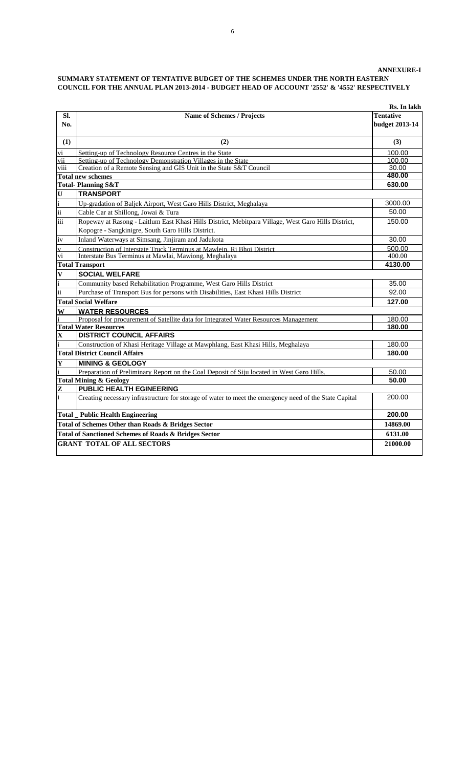**ANNEXURE-I**

**SUMMARY STATEMENT OF TENTATIVE BUDGET OF THE SCHEMES UNDER THE NORTH EASTERN COUNCIL FOR THE ANNUAL PLAN 2013-2014 - BUDGET HEAD OF ACCOUNT '2552' & '4552' RESPECTIVELY**

**Rs. In lakh**

| Sl. No. | Name of Schemes / Projects | Tentative budget 2013-14 |
|---|---|---|
| (1) | (2) | (3) |
| vi | Setting-up of Technology Resource Centres in the State | 100.00 |
| vii | Setting-up of Technology Demonstration Villages in the State | 100.00 |
| viii | Creation of a Remote Sensing and GIS Unit in the State S&T Council | 30.00 |
| **Total new schemes** | | **480.00** |
| **Total- Planning S&T** | | **630.00** |
| **U** | **TRANSPORT** | |
| i | Up-gradation of Baljek Airport, West Garo Hills District, Meghalaya | 3000.00 |
| ii | Cable Car at Shillong, Jowai & Tura | 50.00 |
| iii | Ropeway at Rasong - Laitlum East Khasi Hills District, Mebitpara Village, West Garo Hills District, Kopogre - Sangkinigre, South Garo Hills District. | 150.00 |
| iv | Inland Waterways at Simsang, Jinjiram and Jadukota | 30.00 |
| v | Construction of Interstate Truck Terminus at Mawlein, Ri Bhoi District | 500.00 |
| vi | Interstate Bus Terminus at Mawlai, Mawiong, Meghalaya | 400.00 |
| **Total Transport** | | **4130.00** |
| **V** | **SOCIAL WELFARE** | |
| i | Community based Rehabilitation Programme, West Garo Hills District | 35.00 |
| ii | Purchase of Transport Bus for persons with Disabilities, East Khasi Hills District | 92.00 |
| **Total Social Welfare** | | **127.00** |
| **W** | **WATER RESOURCES** | |
| i | Proposal for procurement of Satellite data for Integrated Water Resources Management | 180.00 |
| **Total Water Resources** | | **180.00** |
| **X** | **DISTRICT COUNCIL AFFAIRS** | |
| i | Construction of Khasi Heritage Village at Mawphlang, East Khasi Hills, Meghalaya | 180.00 |
| **Total District Council Affairs** | | **180.00** |
| **Y** | **MINING & GEOLOGY** | |
| i | Preparation of Preliminary Report on the Coal Deposit of Siju located in West Garo Hills. | 50.00 |
| **Total Mining & Geology** | | **50.00** |
| **Z** | **PUBLIC HEALTH EGINEERING** | |
| i | Creating necessary infrastructure for storage of water to meet the emergency need of the State Capital | 200.00 |
| **Total _ Public Health Engineering** | | **200.00** |
| **Total of Schemes Other than Roads & Bridges Sector** | | **14869.00** |
| **Total of Sanctioned Schemes of Roads & Bridges Sector** | | **6131.00** |
| **GRANT TOTAL OF ALL SECTORS** | | **21000.00** |